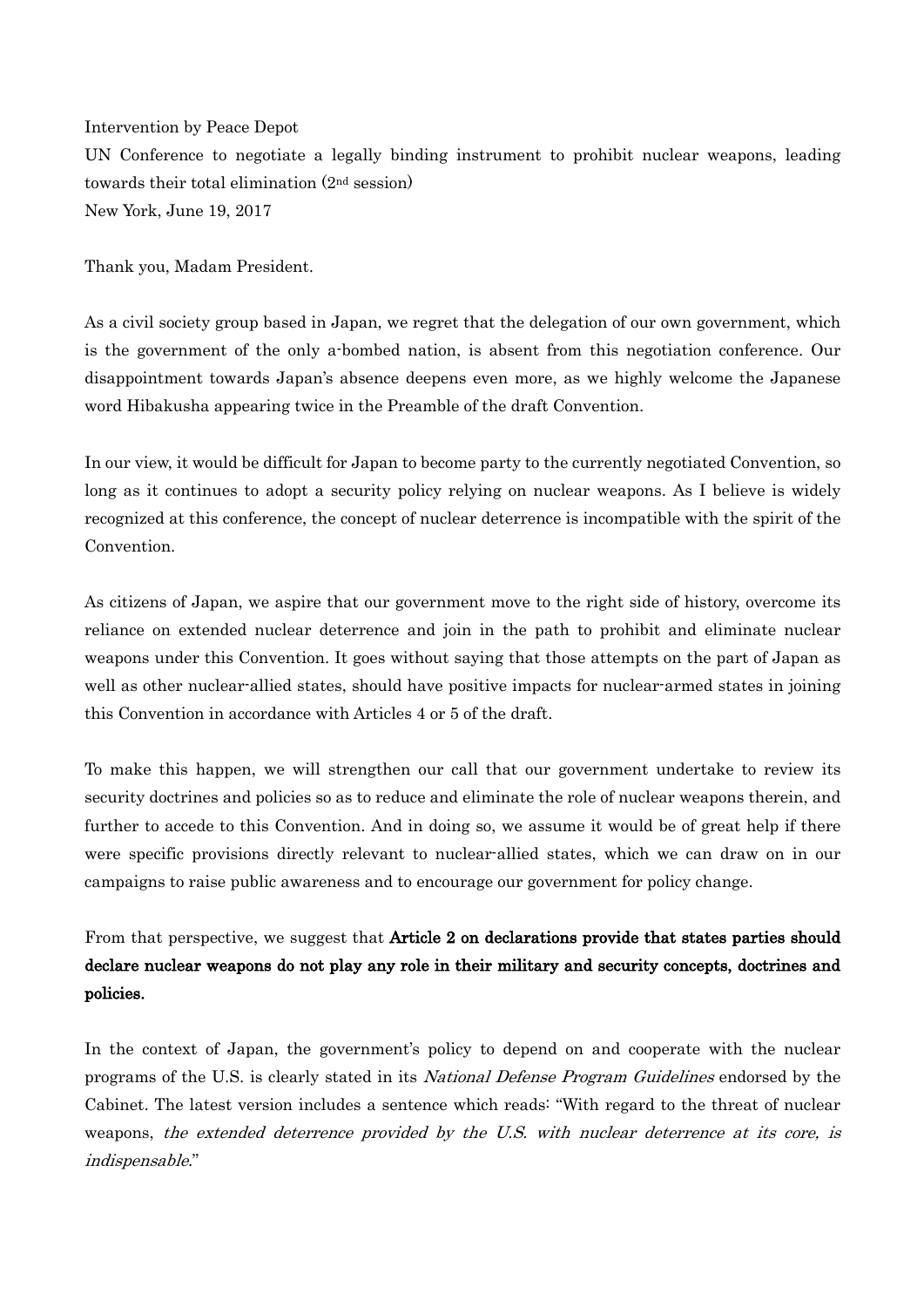Intervention by Peace Depot

UN Conference to negotiate a legally binding instrument to prohibit nuclear weapons, leading towards their total elimination (2nd session)

New York, June 19, 2017

Thank you, Madam President.

As a civil society group based in Japan, we regret that the delegation of our own government, which is the government of the only a-bombed nation, is absent from this negotiation conference. Our disappointment towards Japan's absence deepens even more, as we highly welcome the Japanese word Hibakusha appearing twice in the Preamble of the draft Convention.

In our view, it would be difficult for Japan to become party to the currently negotiated Convention, so long as it continues to adopt a security policy relying on nuclear weapons. As I believe is widely recognized at this conference, the concept of nuclear deterrence is incompatible with the spirit of the Convention.

As citizens of Japan, we aspire that our government move to the right side of history, overcome its reliance on extended nuclear deterrence and join in the path to prohibit and eliminate nuclear weapons under this Convention. It goes without saying that those attempts on the part of Japan as well as other nuclear-allied states, should have positive impacts for nuclear-armed states in joining this Convention in accordance with Articles 4 or 5 of the draft.

To make this happen, we will strengthen our call that our government undertake to review its security doctrines and policies so as to reduce and eliminate the role of nuclear weapons therein, and further to accede to this Convention. And in doing so, we assume it would be of great help if there were specific provisions directly relevant to nuclear-allied states, which we can draw on in our campaigns to raise public awareness and to encourage our government for policy change.

From that perspective, we suggest that **Article 2 on declarations provide that states parties should declare nuclear weapons do not play any role in their military and security concepts, doctrines and policies.**

In the context of Japan, the government's policy to depend on and cooperate with the nuclear programs of the U.S. is clearly stated in its *National Defense Program Guidelines* endorsed by the Cabinet. The latest version includes a sentence which reads: "With regard to the threat of nuclear weapons, *the extended deterrence provided by the U.S. with nuclear deterrence at its core, is indispensable.*"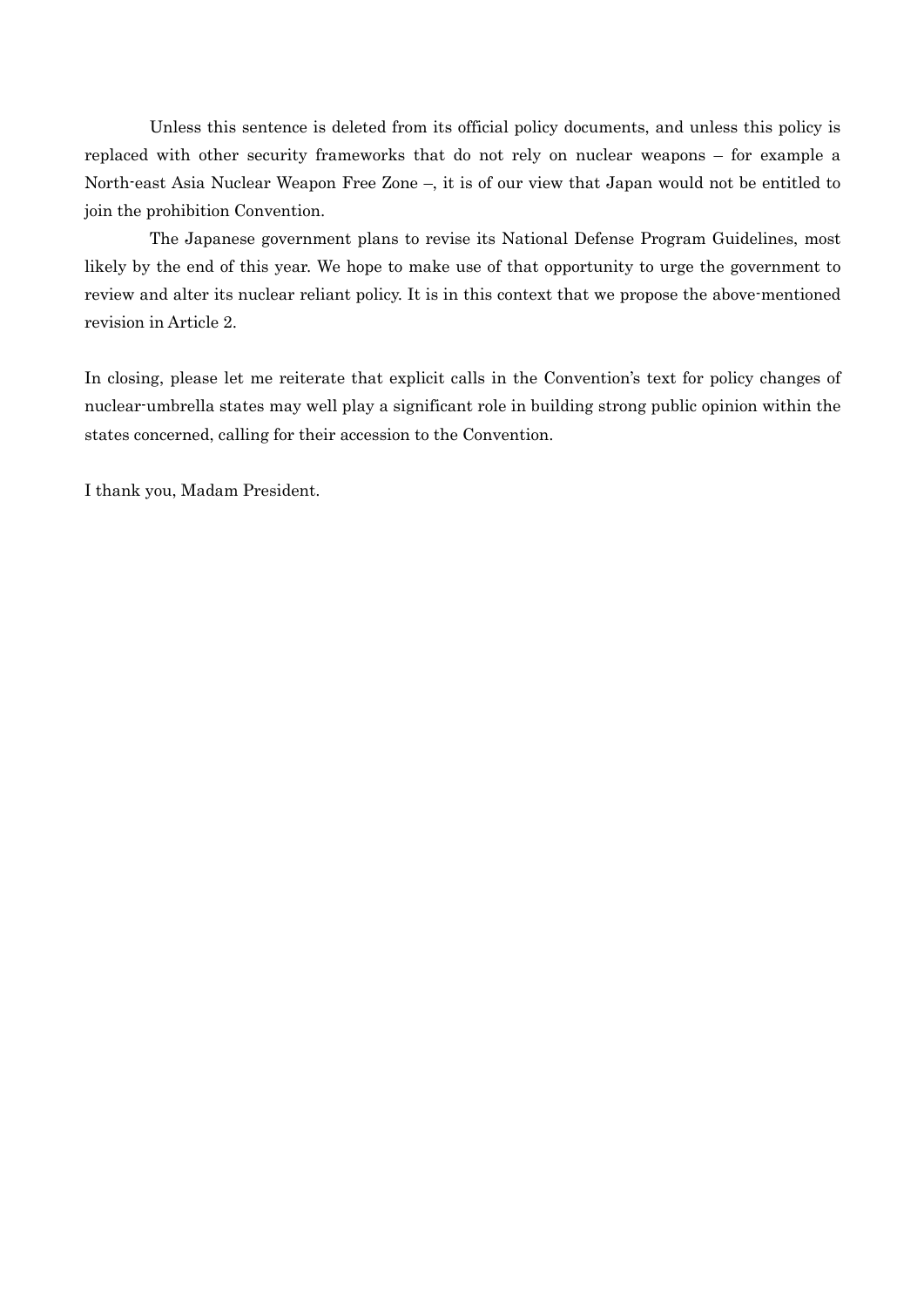Unless this sentence is deleted from its official policy documents, and unless this policy is replaced with other security frameworks that do not rely on nuclear weapons – for example a North-east Asia Nuclear Weapon Free Zone –, it is of our view that Japan would not be entitled to join the prohibition Convention.

The Japanese government plans to revise its National Defense Program Guidelines, most likely by the end of this year. We hope to make use of that opportunity to urge the government to review and alter its nuclear reliant policy. It is in this context that we propose the above-mentioned revision in Article 2.

In closing, please let me reiterate that explicit calls in the Convention's text for policy changes of nuclear-umbrella states may well play a significant role in building strong public opinion within the states concerned, calling for their accession to the Convention.

I thank you, Madam President.